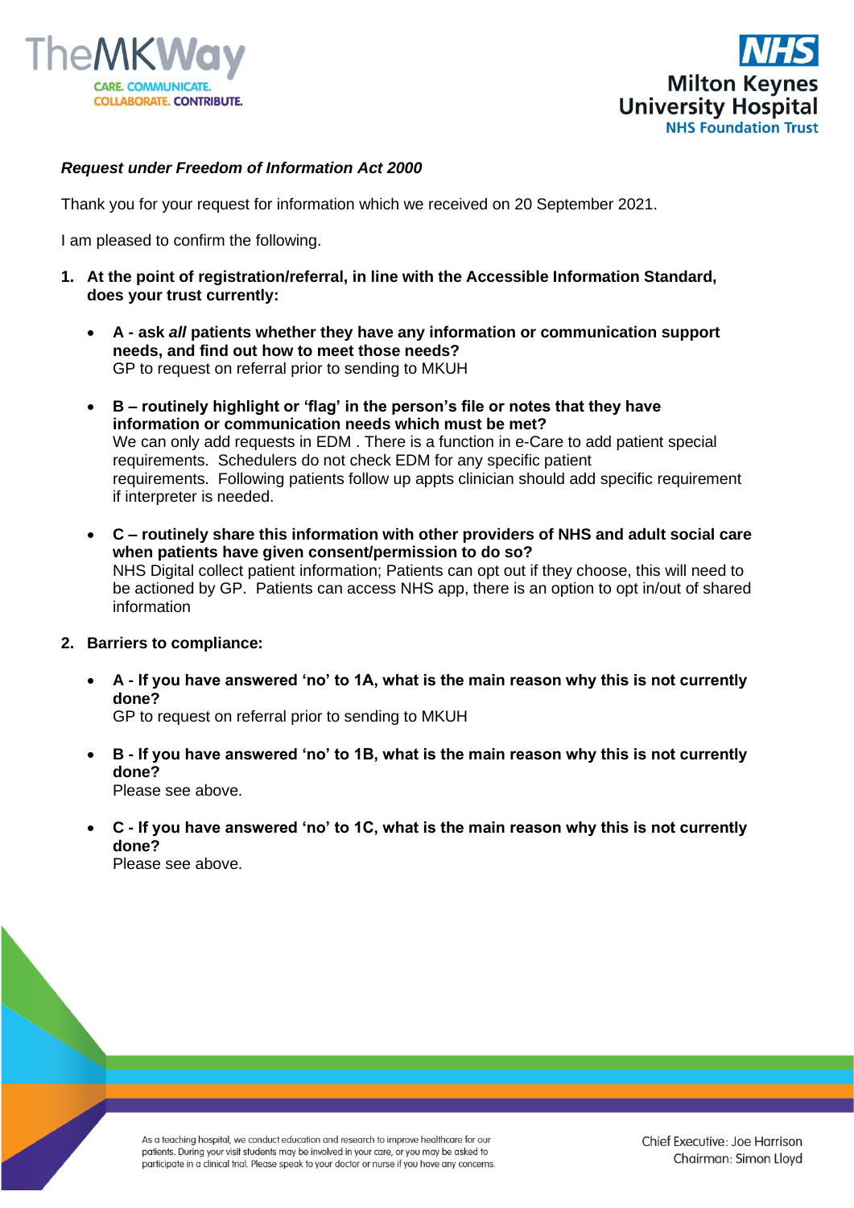***Request under Freedom of Information Act 2000***

Thank you for your request for information which we received on 20 September 2021.

I am pleased to confirm the following.

1. **At the point of registration/referral, in line with the Accessible Information Standard, does your trust currently:**

    - **A - ask *all* patients whether they have any information or communication support needs, and find out how to meet those needs?**
      GP to request on referral prior to sending to MKUH

    - **B – routinely highlight or 'flag' in the person's file or notes that they have information or communication needs which must be met?**
      We can only add requests in EDM . There is a function in e-Care to add patient special requirements. Schedulers do not check EDM for any specific patient requirements. Following patients follow up appts clinician should add specific requirement if interpreter is needed.

    - **C – routinely share this information with other providers of NHS and adult social care when patients have given consent/permission to do so?**
      NHS Digital collect patient information; Patients can opt out if they choose, this will need to be actioned by GP. Patients can access NHS app, there is an option to opt in/out of shared information

2. **Barriers to compliance:**

    - **A - If you have answered 'no' to 1A, what is the main reason why this is not currently done?**
      GP to request on referral prior to sending to MKUH

    - **B - If you have answered 'no' to 1B, what is the main reason why this is not currently done?**
      Please see above.

    - **C - If you have answered 'no' to 1C, what is the main reason why this is not currently done?**
      Please see above.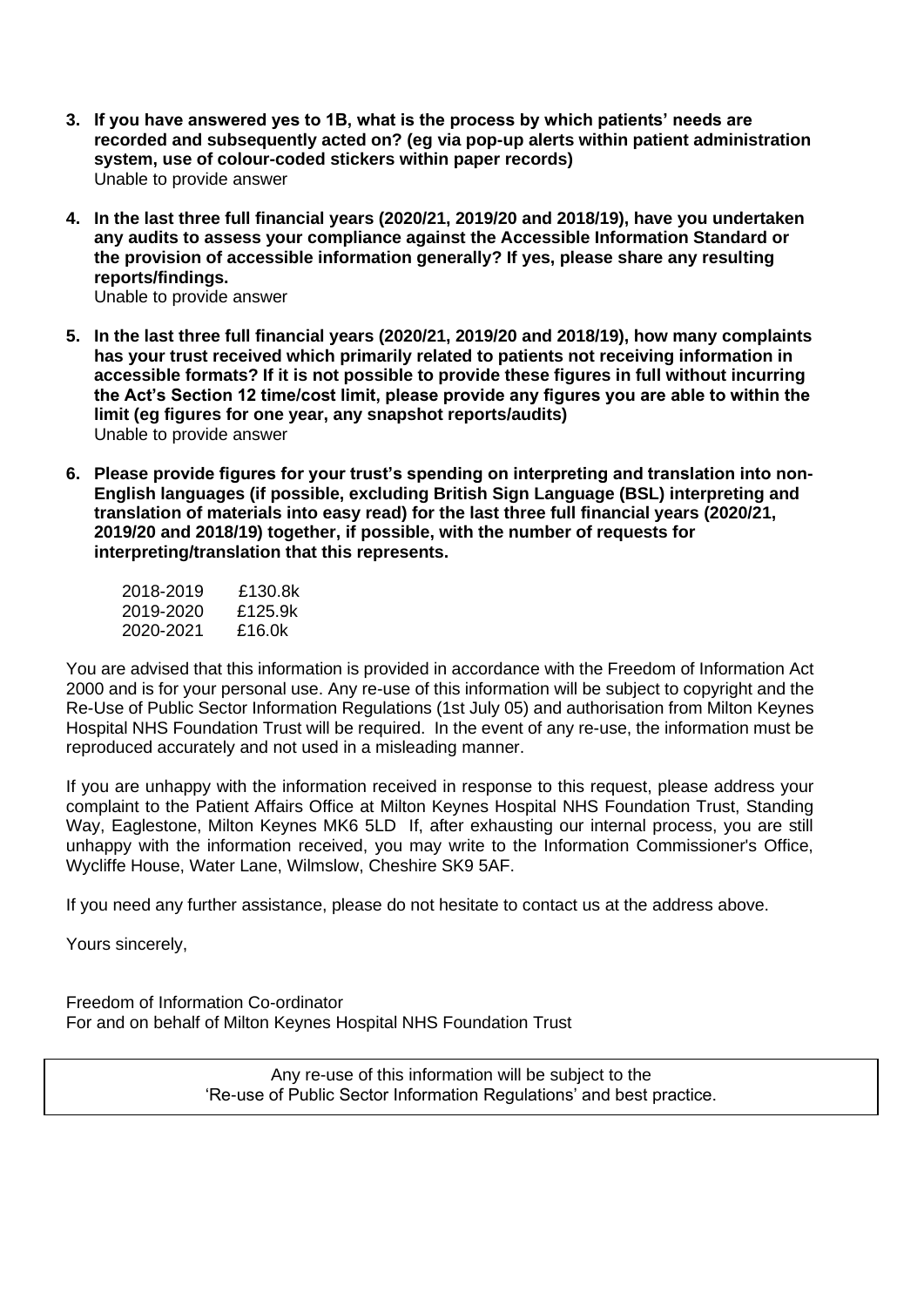3. **If you have answered yes to 1B, what is the process by which patients' needs are recorded and subsequently acted on? (eg via pop-up alerts within patient administration system, use of colour-coded stickers within paper records)**
   Unable to provide answer

4. **In the last three full financial years (2020/21, 2019/20 and 2018/19), have you undertaken any audits to assess your compliance against the Accessible Information Standard or the provision of accessible information generally? If yes, please share any resulting reports/findings.**
   Unable to provide answer

5. **In the last three full financial years (2020/21, 2019/20 and 2018/19), how many complaints has your trust received which primarily related to patients not receiving information in accessible formats? If it is not possible to provide these figures in full without incurring the Act's Section 12 time/cost limit, please provide any figures you are able to within the limit (eg figures for one year, any snapshot reports/audits)**
   Unable to provide answer

6. **Please provide figures for your trust's spending on interpreting and translation into non-English languages (if possible, excluding British Sign Language (BSL) interpreting and translation of materials into easy read) for the last three full financial years (2020/21, 2019/20 and 2018/19) together, if possible, with the number of requests for interpreting/translation that this represents.**

| | |
|---|---|
| 2018-2019 | £130.8k |
| 2019-2020 | £125.9k |
| 2020-2021 | £16.0k |

You are advised that this information is provided in accordance with the Freedom of Information Act 2000 and is for your personal use. Any re-use of this information will be subject to copyright and the Re-Use of Public Sector Information Regulations (1st July 05) and authorisation from Milton Keynes Hospital NHS Foundation Trust will be required. In the event of any re-use, the information must be reproduced accurately and not used in a misleading manner.

If you are unhappy with the information received in response to this request, please address your complaint to the Patient Affairs Office at Milton Keynes Hospital NHS Foundation Trust, Standing Way, Eaglestone, Milton Keynes MK6 5LD If, after exhausting our internal process, you are still unhappy with the information received, you may write to the Information Commissioner's Office, Wycliffe House, Water Lane, Wilmslow, Cheshire SK9 5AF.

If you need any further assistance, please do not hesitate to contact us at the address above.

Yours sincerely,

Freedom of Information Co-ordinator
For and on behalf of Milton Keynes Hospital NHS Foundation Trust

Any re-use of this information will be subject to the 'Re-use of Public Sector Information Regulations' and best practice.